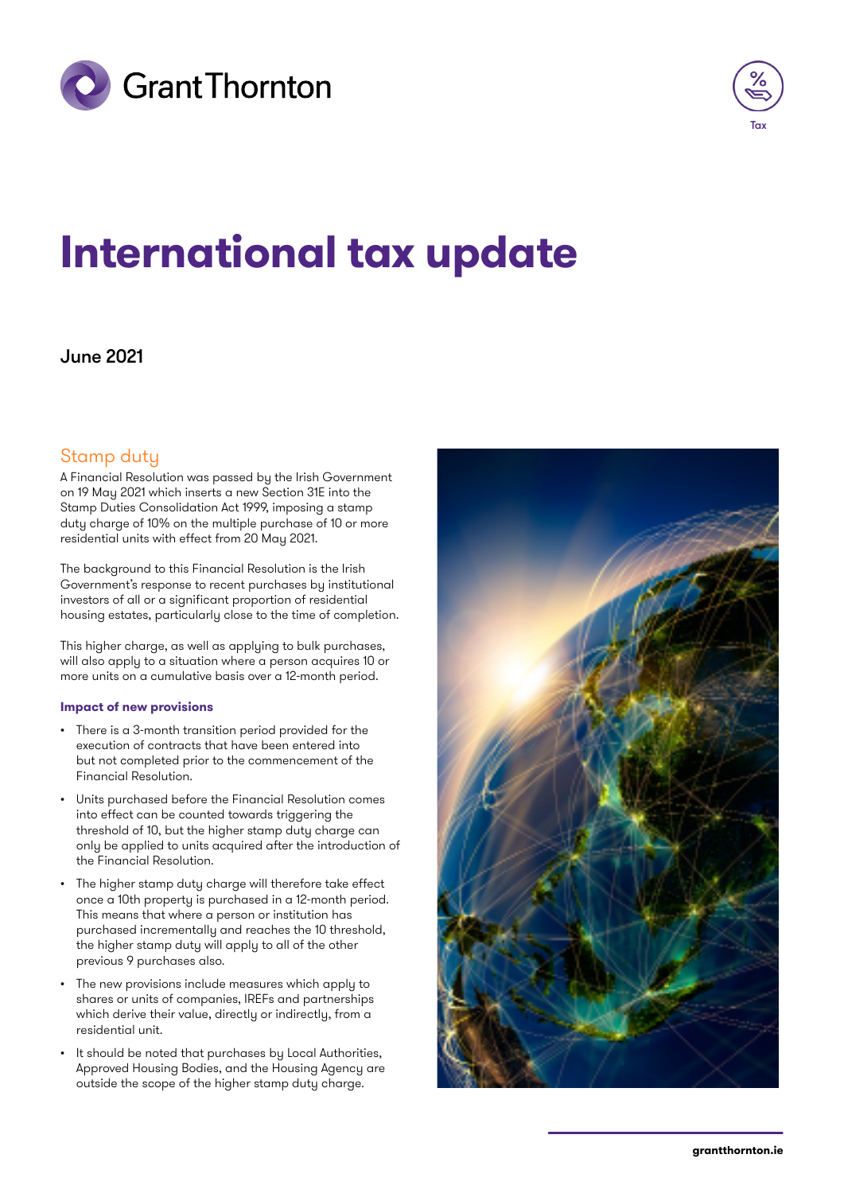# International tax update

June 2021

## Stamp duty

A Financial Resolution was passed by the Irish Government on 19 May 2021 which inserts a new Section 31E into the Stamp Duties Consolidation Act 1999, imposing a stamp duty charge of 10% on the multiple purchase of 10 or more residential units with effect from 20 May 2021.

The background to this Financial Resolution is the Irish Government's response to recent purchases by institutional investors of all or a significant proportion of residential housing estates, particularly close to the time of completion.

This higher charge, as well as applying to bulk purchases, will also apply to a situation where a person acquires 10 or more units on a cumulative basis over a 12-month period.

### Impact of new provisions

- There is a 3-month transition period provided for the execution of contracts that have been entered into but not completed prior to the commencement of the Financial Resolution.
- Units purchased before the Financial Resolution comes into effect can be counted towards triggering the threshold of 10, but the higher stamp duty charge can only be applied to units acquired after the introduction of the Financial Resolution.
- The higher stamp duty charge will therefore take effect once a 10th property is purchased in a 12-month period. This means that where a person or institution has purchased incrementally and reaches the 10 threshold, the higher stamp duty will apply to all of the other previous 9 purchases also.
- The new provisions include measures which apply to shares or units of companies, IREFs and partnerships which derive their value, directly or indirectly, from a residential unit.
- It should be noted that purchases by Local Authorities, Approved Housing Bodies, and the Housing Agency are outside the scope of the higher stamp duty charge.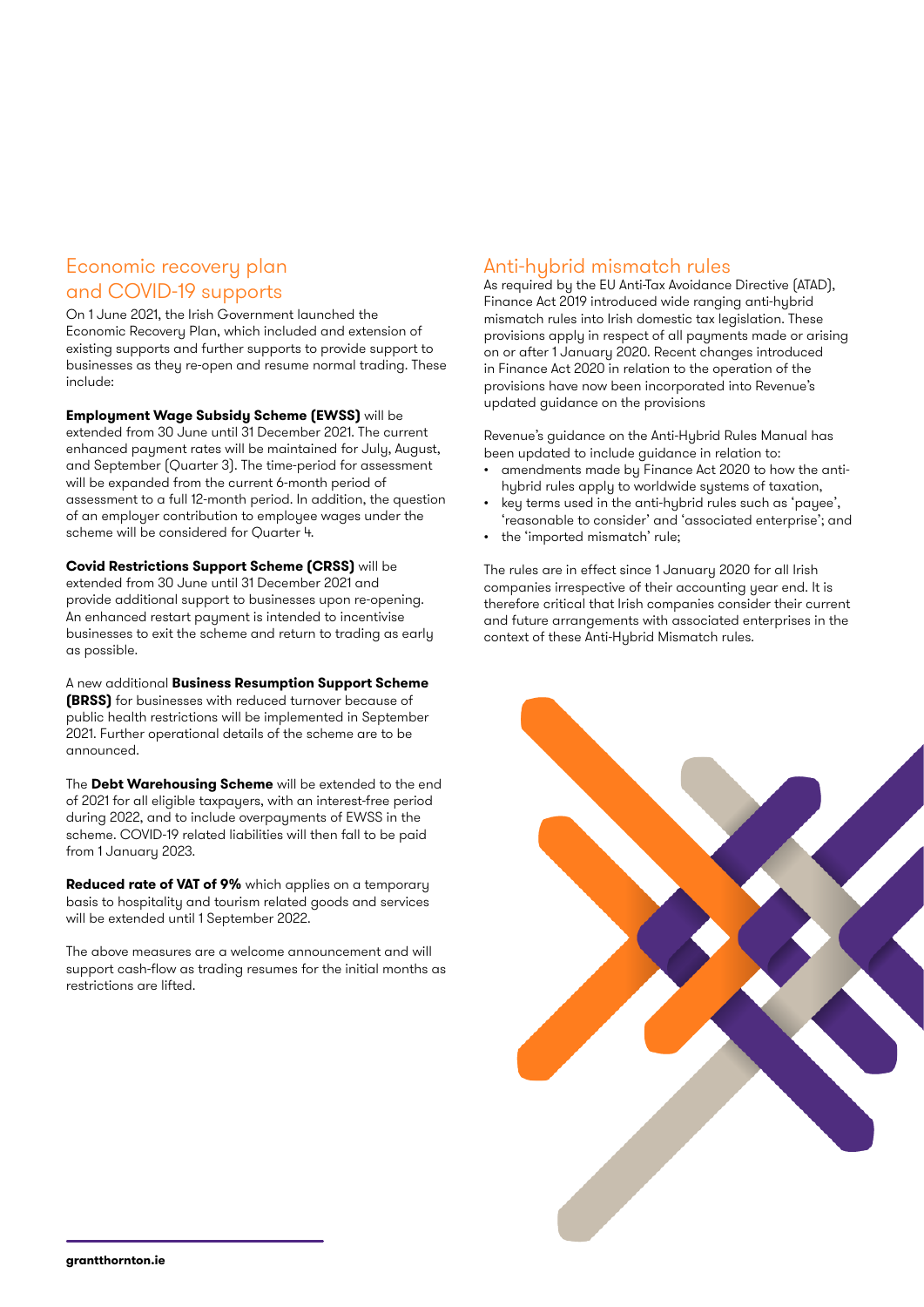## Economic recovery plan and COVID-19 supports

On 1 June 2021, the Irish Government launched the Economic Recovery Plan, which included and extension of existing supports and further supports to provide support to businesses as they re-open and resume normal trading. These include:

**Employment Wage Subsidy Scheme (EWSS)** will be extended from 30 June until 31 December 2021. The current enhanced payment rates will be maintained for July, August, and September (Quarter 3). The time-period for assessment will be expanded from the current 6-month period of assessment to a full 12-month period. In addition, the question of an employer contribution to employee wages under the scheme will be considered for Quarter 4.

**Covid Restrictions Support Scheme (CRSS)** will be extended from 30 June until 31 December 2021 and provide additional support to businesses upon re-opening. An enhanced restart payment is intended to incentivise businesses to exit the scheme and return to trading as early as possible.

A new additional **Business Resumption Support Scheme (BRSS)** for businesses with reduced turnover because of public health restrictions will be implemented in September 2021. Further operational details of the scheme are to be announced.

The **Debt Warehousing Scheme** will be extended to the end of 2021 for all eligible taxpayers, with an interest-free period during 2022, and to include overpayments of EWSS in the scheme. COVID-19 related liabilities will then fall to be paid from 1 January 2023.

**Reduced rate of VAT of 9%** which applies on a temporary basis to hospitality and tourism related goods and services will be extended until 1 September 2022.

The above measures are a welcome announcement and will support cash-flow as trading resumes for the initial months as restrictions are lifted.

## Anti-hybrid mismatch rules

As required by the EU Anti-Tax Avoidance Directive (ATAD), Finance Act 2019 introduced wide ranging anti-hybrid mismatch rules into Irish domestic tax legislation. These provisions apply in respect of all payments made or arising on or after 1 January 2020. Recent changes introduced in Finance Act 2020 in relation to the operation of the provisions have now been incorporated into Revenue's updated guidance on the provisions

Revenue's guidance on the Anti-Hybrid Rules Manual has been updated to include guidance in relation to:

- amendments made by Finance Act 2020 to how the anti-hybrid rules apply to worldwide systems of taxation,
- key terms used in the anti-hybrid rules such as 'payee', 'reasonable to consider' and 'associated enterprise'; and
- the 'imported mismatch' rule;

The rules are in effect since 1 January 2020 for all Irish companies irrespective of their accounting year end. It is therefore critical that Irish companies consider their current and future arrangements with associated enterprises in the context of these Anti-Hybrid Mismatch rules.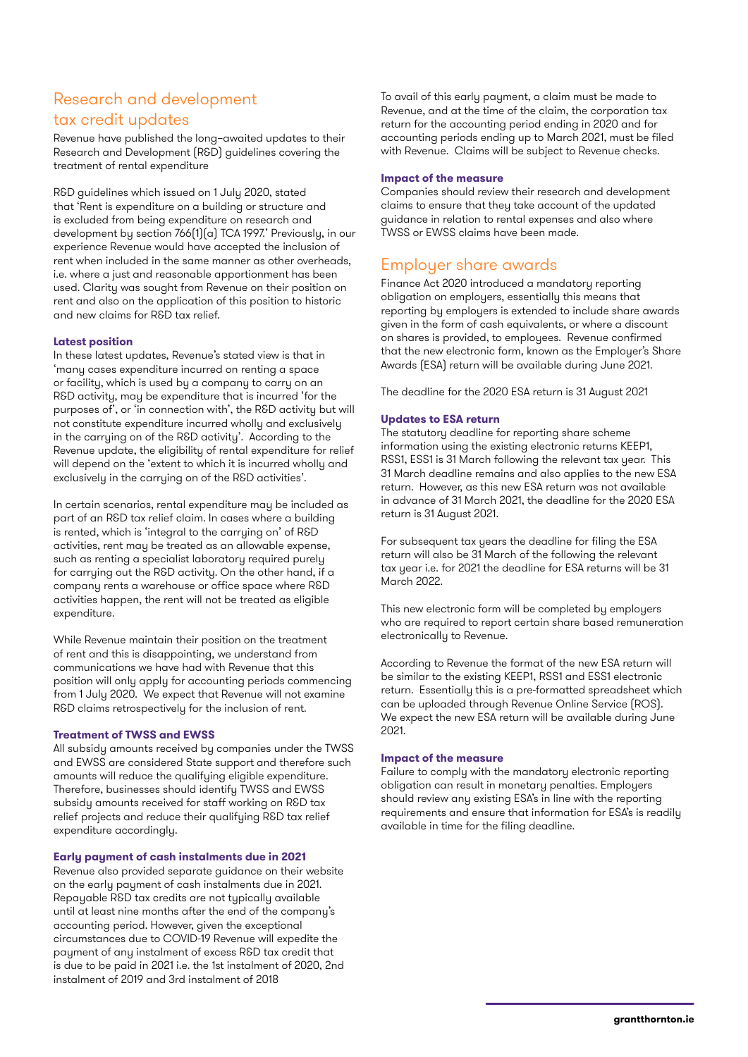## Research and development tax credit updates

Revenue have published the long-awaited updates to their Research and Development (R&D) guidelines covering the treatment of rental expenditure

R&D guidelines which issued on 1 July 2020, stated that 'Rent is expenditure on a building or structure and is excluded from being expenditure on research and development by section 766(1)(a) TCA 1997.' Previously, in our experience Revenue would have accepted the inclusion of rent when included in the same manner as other overheads, i.e. where a just and reasonable apportionment has been used. Clarity was sought from Revenue on their position on rent and also on the application of this position to historic and new claims for R&D tax relief.

### Latest position

In these latest updates, Revenue's stated view is that in 'many cases expenditure incurred on renting a space or facility, which is used by a company to carry on an R&D activity, may be expenditure that is incurred 'for the purposes of', or 'in connection with', the R&D activity but will not constitute expenditure incurred wholly and exclusively in the carrying on of the R&D activity'. According to the Revenue update, the eligibility of rental expenditure for relief will depend on the 'extent to which it is incurred wholly and exclusively in the carrying on of the R&D activities'.

In certain scenarios, rental expenditure may be included as part of an R&D tax relief claim. In cases where a building is rented, which is 'integral to the carrying on' of R&D activities, rent may be treated as an allowable expense, such as renting a specialist laboratory required purely for carrying out the R&D activity. On the other hand, if a company rents a warehouse or office space where R&D activities happen, the rent will not be treated as eligible expenditure.

While Revenue maintain their position on the treatment of rent and this is disappointing, we understand from communications we have had with Revenue that this position will only apply for accounting periods commencing from 1 July 2020. We expect that Revenue will not examine R&D claims retrospectively for the inclusion of rent.

### Treatment of TWSS and EWSS

All subsidy amounts received by companies under the TWSS and EWSS are considered State support and therefore such amounts will reduce the qualifying eligible expenditure. Therefore, businesses should identify TWSS and EWSS subsidy amounts received for staff working on R&D tax relief projects and reduce their qualifying R&D tax relief expenditure accordingly.

### Early payment of cash instalments due in 2021

Revenue also provided separate guidance on their website on the early payment of cash instalments due in 2021. Repayable R&D tax credits are not typically available until at least nine months after the end of the company's accounting period. However, given the exceptional circumstances due to COVID-19 Revenue will expedite the payment of any instalment of excess R&D tax credit that is due to be paid in 2021 i.e. the 1st instalment of 2020, 2nd instalment of 2019 and 3rd instalment of 2018

To avail of this early payment, a claim must be made to Revenue, and at the time of the claim, the corporation tax return for the accounting period ending in 2020 and for accounting periods ending up to March 2021, must be filed with Revenue. Claims will be subject to Revenue checks.

### Impact of the measure

Companies should review their research and development claims to ensure that they take account of the updated guidance in relation to rental expenses and also where TWSS or EWSS claims have been made.

## Employer share awards

Finance Act 2020 introduced a mandatory reporting obligation on employers, essentially this means that reporting by employers is extended to include share awards given in the form of cash equivalents, or where a discount on shares is provided, to employees. Revenue confirmed that the new electronic form, known as the Employer's Share Awards (ESA) return will be available during June 2021.

The deadline for the 2020 ESA return is 31 August 2021

### Updates to ESA return

The statutory deadline for reporting share scheme information using the existing electronic returns KEEP1, RSS1, ESS1 is 31 March following the relevant tax year. This 31 March deadline remains and also applies to the new ESA return. However, as this new ESA return was not available in advance of 31 March 2021, the deadline for the 2020 ESA return is 31 August 2021.

For subsequent tax years the deadline for filing the ESA return will also be 31 March of the following the relevant tax year i.e. for 2021 the deadline for ESA returns will be 31 March 2022.

This new electronic form will be completed by employers who are required to report certain share based remuneration electronically to Revenue.

According to Revenue the format of the new ESA return will be similar to the existing KEEP1, RSS1 and ESS1 electronic return. Essentially this is a pre-formatted spreadsheet which can be uploaded through Revenue Online Service (ROS). We expect the new ESA return will be available during June 2021.

### Impact of the measure

Failure to comply with the mandatory electronic reporting obligation can result in monetary penalties. Employers should review any existing ESA's in line with the reporting requirements and ensure that information for ESA's is readily available in time for the filing deadline.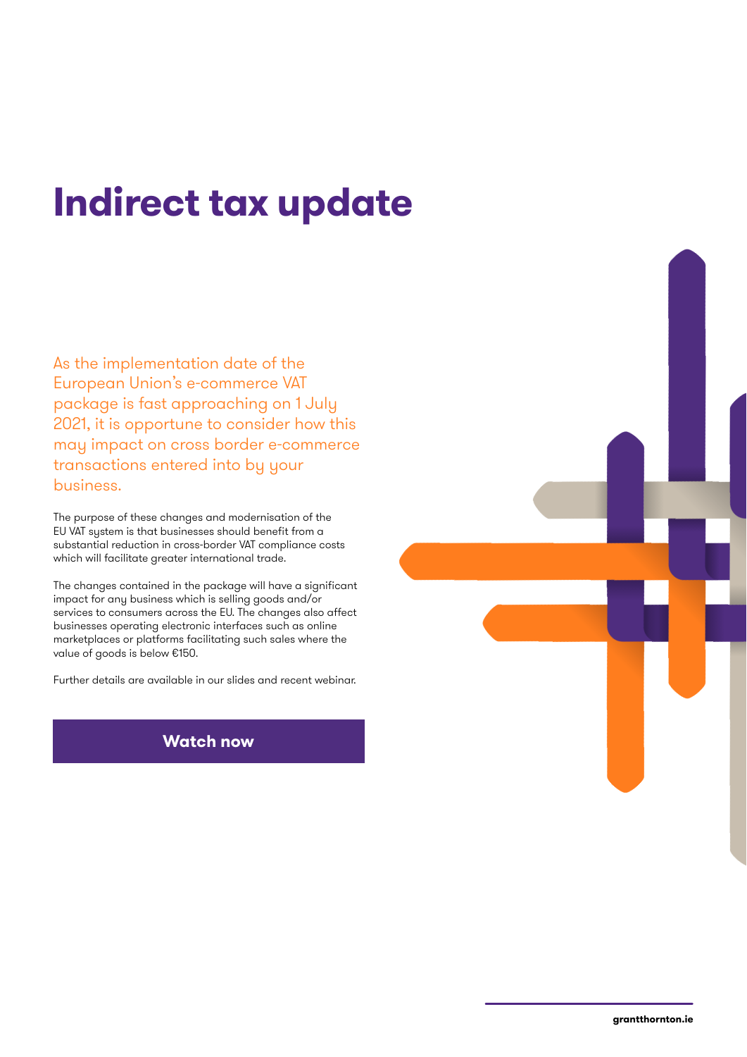# Indirect tax update

As the implementation date of the European Union's e-commerce VAT package is fast approaching on 1 July 2021, it is opportune to consider how this may impact on cross border e-commerce transactions entered into by your business.

The purpose of these changes and modernisation of the EU VAT system is that businesses should benefit from a substantial reduction in cross-border VAT compliance costs which will facilitate greater international trade.

The changes contained in the package will have a significant impact for any business which is selling goods and/or services to consumers across the EU. The changes also affect businesses operating electronic interfaces such as online marketplaces or platforms facilitating such sales where the value of goods is below €150.

Further details are available in our slides and recent webinar.

**Watch now**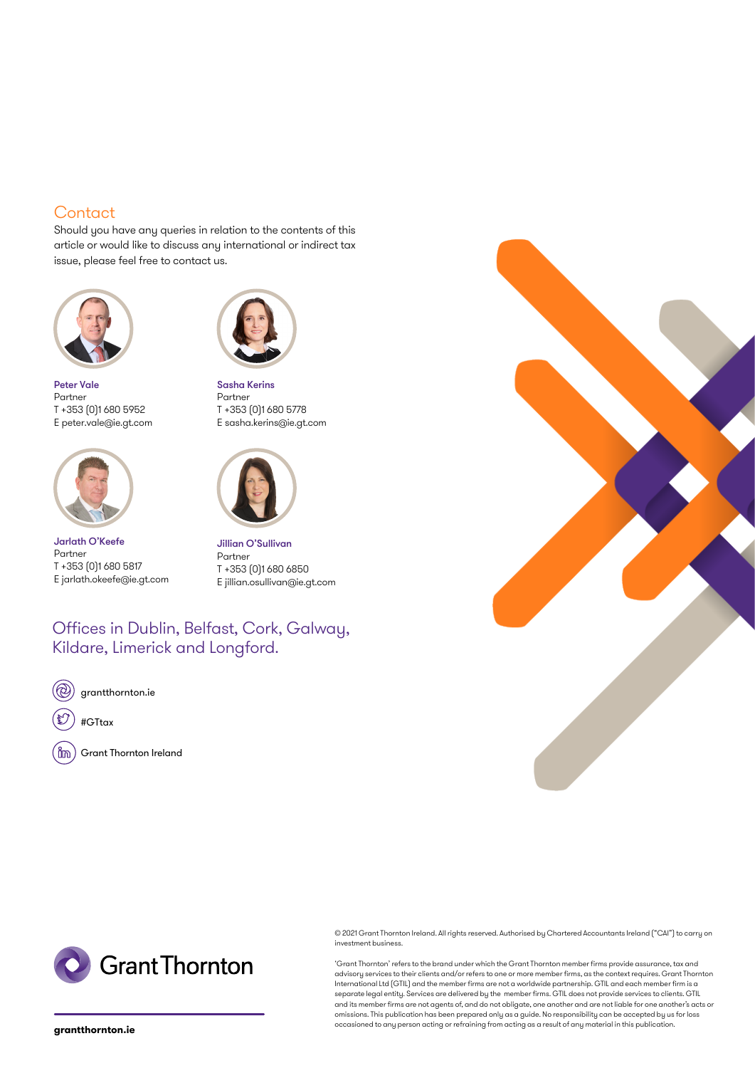## Contact

Should you have any queries in relation to the contents of this article or would like to discuss any international or indirect tax issue, please feel free to contact us.

**Peter Vale**
Partner
T +353 (0)1 680 5952
E peter.vale@ie.gt.com

**Sasha Kerins**
Partner
T +353 (0)1 680 5778
E sasha.kerins@ie.gt.com

**Jarlath O'Keefe**
Partner
T +353 (0)1 680 5817
E jarlath.okeefe@ie.gt.com

**Jillian O'Sullivan**
Partner
T +353 (0)1 680 6850
E jillian.osullivan@ie.gt.com

Offices in Dublin, Belfast, Cork, Galway, Kildare, Limerick and Longford.

grantthornton.ie

#GTtax

Grant Thornton Ireland

Grant Thornton

**grantthornton.ie**

© 2021 Grant Thornton Ireland. All rights reserved. Authorised by Chartered Accountants Ireland ("CAI") to carry on investment business.

'Grant Thornton' refers to the brand under which the Grant Thornton member firms provide assurance, tax and advisory services to their clients and/or refers to one or more member firms, as the context requires. Grant Thornton International Ltd (GTIL) and the member firms are not a worldwide partnership. GTIL and each member firm is a separate legal entity. Services are delivered by the member firms. GTIL does not provide services to clients. GTIL and its member firms are not agents of, and do not obligate, one another and are not liable for one another's acts or omissions. This publication has been prepared only as a guide. No responsibility can be accepted by us for loss occasioned to any person acting or refraining from acting as a result of any material in this publication.